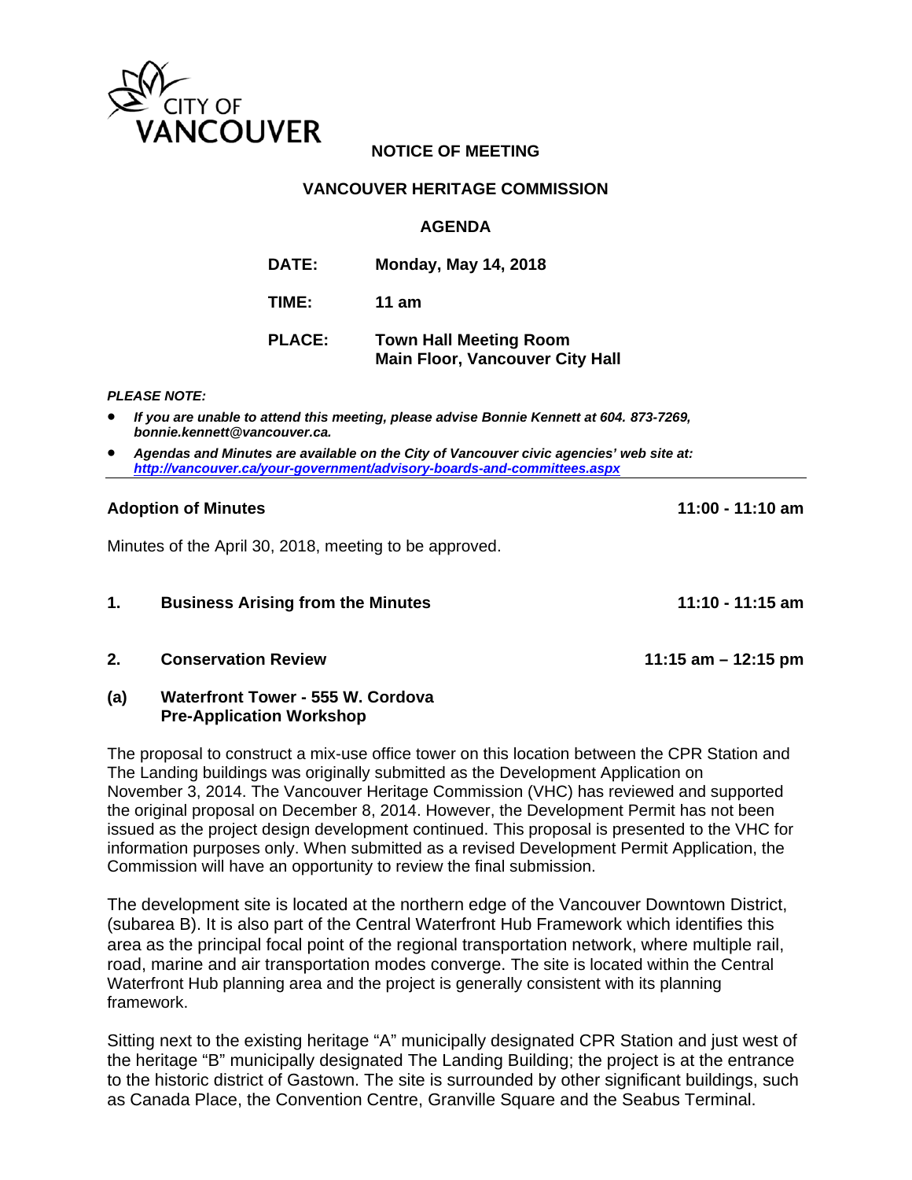CITY OF VANCOUVER

# NOTICE OF MEETING

## VANCOUVER HERITAGE COMMISSION

## AGENDA

**DATE:** Monday, May 14, 2018

**TIME:** 11 am

**PLACE:** Town Hall Meeting Room
Main Floor, Vancouver City Hall

***PLEASE NOTE:***

- ***If you are unable to attend this meeting, please advise Bonnie Kennett at 604. 873-7269, bonnie.kennett@vancouver.ca.***
- ***Agendas and Minutes are available on the City of Vancouver civic agencies' web site at: http://vancouver.ca/your-government/advisory-boards-and-committees.aspx***

---

**Adoption of Minutes** **11:00 - 11:10 am**

Minutes of the April 30, 2018, meeting to be approved.

**1. Business Arising from the Minutes** **11:10 - 11:15 am**

**2. Conservation Review** **11:15 am – 12:15 pm**

**(a) Waterfront Tower - 555 W. Cordova**
**Pre-Application Workshop**

The proposal to construct a mix-use office tower on this location between the CPR Station and The Landing buildings was originally submitted as the Development Application on November 3, 2014. The Vancouver Heritage Commission (VHC) has reviewed and supported the original proposal on December 8, 2014. However, the Development Permit has not been issued as the project design development continued. This proposal is presented to the VHC for information purposes only. When submitted as a revised Development Permit Application, the Commission will have an opportunity to review the final submission.

The development site is located at the northern edge of the Vancouver Downtown District, (subarea B). It is also part of the Central Waterfront Hub Framework which identifies this area as the principal focal point of the regional transportation network, where multiple rail, road, marine and air transportation modes converge. The site is located within the Central Waterfront Hub planning area and the project is generally consistent with its planning framework.

Sitting next to the existing heritage "A" municipally designated CPR Station and just west of the heritage "B" municipally designated The Landing Building; the project is at the entrance to the historic district of Gastown. The site is surrounded by other significant buildings, such as Canada Place, the Convention Centre, Granville Square and the Seabus Terminal.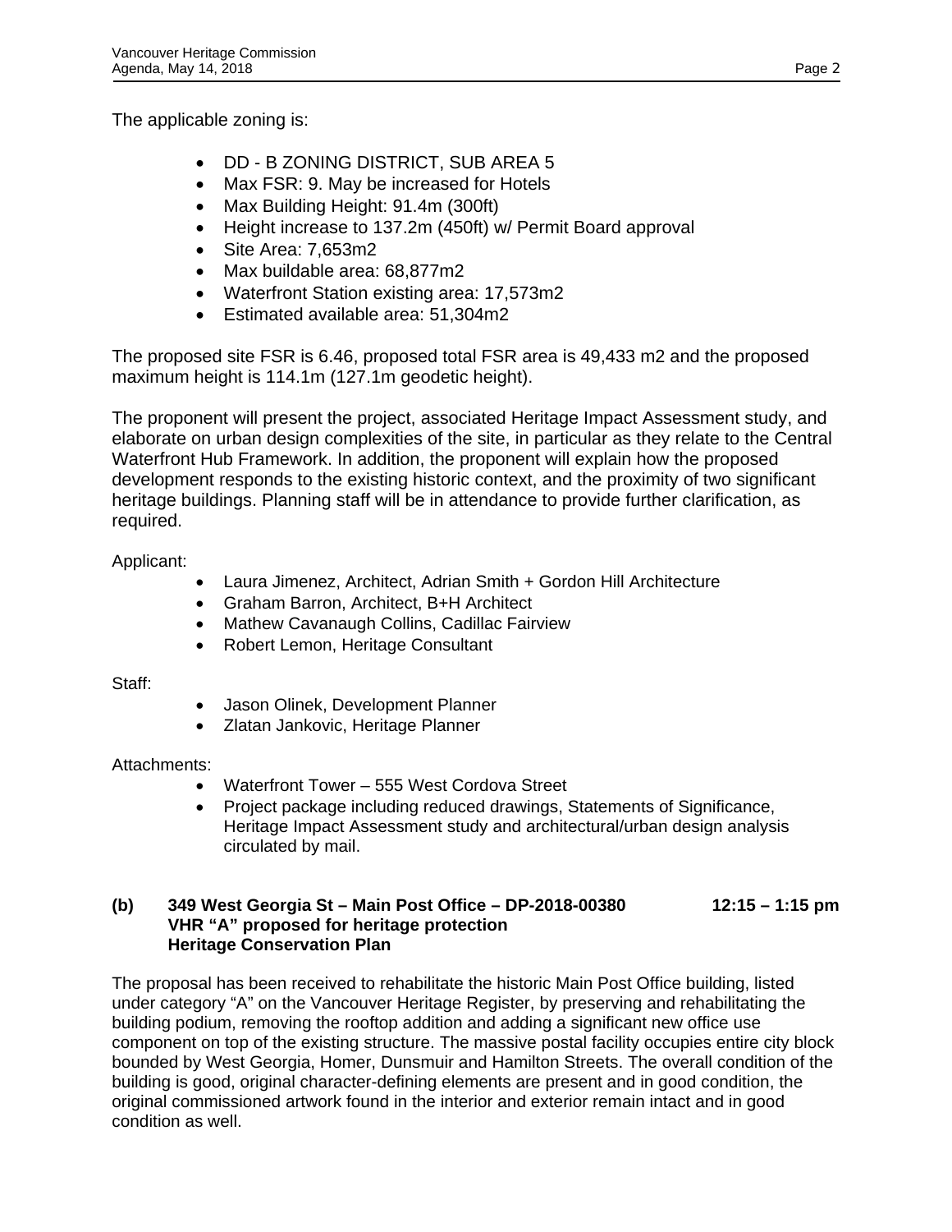The applicable zoning is:

- DD - B ZONING DISTRICT, SUB AREA 5
- Max FSR: 9. May be increased for Hotels
- Max Building Height: 91.4m (300ft)
- Height increase to 137.2m (450ft) w/ Permit Board approval
- Site Area: 7,653m2
- Max buildable area: 68,877m2
- Waterfront Station existing area: 17,573m2
- Estimated available area: 51,304m2

The proposed site FSR is 6.46, proposed total FSR area is 49,433 m2 and the proposed maximum height is 114.1m (127.1m geodetic height).

The proponent will present the project, associated Heritage Impact Assessment study, and elaborate on urban design complexities of the site, in particular as they relate to the Central Waterfront Hub Framework. In addition, the proponent will explain how the proposed development responds to the existing historic context, and the proximity of two significant heritage buildings. Planning staff will be in attendance to provide further clarification, as required.

Applicant:

- Laura Jimenez, Architect, Adrian Smith + Gordon Hill Architecture
- Graham Barron, Architect, B+H Architect
- Mathew Cavanaugh Collins, Cadillac Fairview
- Robert Lemon, Heritage Consultant

Staff:

- Jason Olinek, Development Planner
- Zlatan Jankovic, Heritage Planner

Attachments:

- Waterfront Tower – 555 West Cordova Street
- Project package including reduced drawings, Statements of Significance, Heritage Impact Assessment study and architectural/urban design analysis circulated by mail.

**(b) 349 West Georgia St – Main Post Office – DP-2018-00380 12:15 – 1:15 pm**
**VHR "A" proposed for heritage protection**
**Heritage Conservation Plan**

The proposal has been received to rehabilitate the historic Main Post Office building, listed under category "A" on the Vancouver Heritage Register, by preserving and rehabilitating the building podium, removing the rooftop addition and adding a significant new office use component on top of the existing structure. The massive postal facility occupies entire city block bounded by West Georgia, Homer, Dunsmuir and Hamilton Streets. The overall condition of the building is good, original character-defining elements are present and in good condition, the original commissioned artwork found in the interior and exterior remain intact and in good condition as well.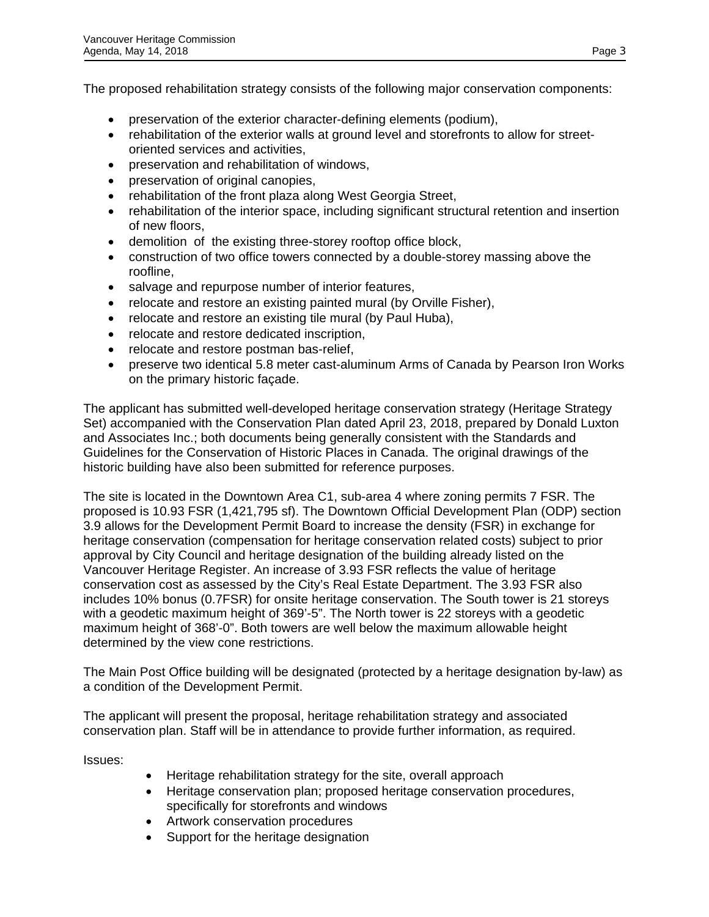The proposed rehabilitation strategy consists of the following major conservation components:

- preservation of the exterior character-defining elements (podium),
- rehabilitation of the exterior walls at ground level and storefronts to allow for street-oriented services and activities,
- preservation and rehabilitation of windows,
- preservation of original canopies,
- rehabilitation of the front plaza along West Georgia Street,
- rehabilitation of the interior space, including significant structural retention and insertion of new floors,
- demolition of the existing three-storey rooftop office block,
- construction of two office towers connected by a double-storey massing above the roofline,
- salvage and repurpose number of interior features,
- relocate and restore an existing painted mural (by Orville Fisher),
- relocate and restore an existing tile mural (by Paul Huba),
- relocate and restore dedicated inscription,
- relocate and restore postman bas-relief,
- preserve two identical 5.8 meter cast-aluminum Arms of Canada by Pearson Iron Works on the primary historic façade.

The applicant has submitted well-developed heritage conservation strategy (Heritage Strategy Set) accompanied with the Conservation Plan dated April 23, 2018, prepared by Donald Luxton and Associates Inc.; both documents being generally consistent with the Standards and Guidelines for the Conservation of Historic Places in Canada. The original drawings of the historic building have also been submitted for reference purposes.

The site is located in the Downtown Area C1, sub-area 4 where zoning permits 7 FSR. The proposed is 10.93 FSR (1,421,795 sf). The Downtown Official Development Plan (ODP) section 3.9 allows for the Development Permit Board to increase the density (FSR) in exchange for heritage conservation (compensation for heritage conservation related costs) subject to prior approval by City Council and heritage designation of the building already listed on the Vancouver Heritage Register. An increase of 3.93 FSR reflects the value of heritage conservation cost as assessed by the City's Real Estate Department. The 3.93 FSR also includes 10% bonus (0.7FSR) for onsite heritage conservation. The South tower is 21 storeys with a geodetic maximum height of 369'-5". The North tower is 22 storeys with a geodetic maximum height of 368'-0". Both towers are well below the maximum allowable height determined by the view cone restrictions.

The Main Post Office building will be designated (protected by a heritage designation by-law) as a condition of the Development Permit.

The applicant will present the proposal, heritage rehabilitation strategy and associated conservation plan. Staff will be in attendance to provide further information, as required.

Issues:

- Heritage rehabilitation strategy for the site, overall approach
- Heritage conservation plan; proposed heritage conservation procedures, specifically for storefronts and windows
- Artwork conservation procedures
- Support for the heritage designation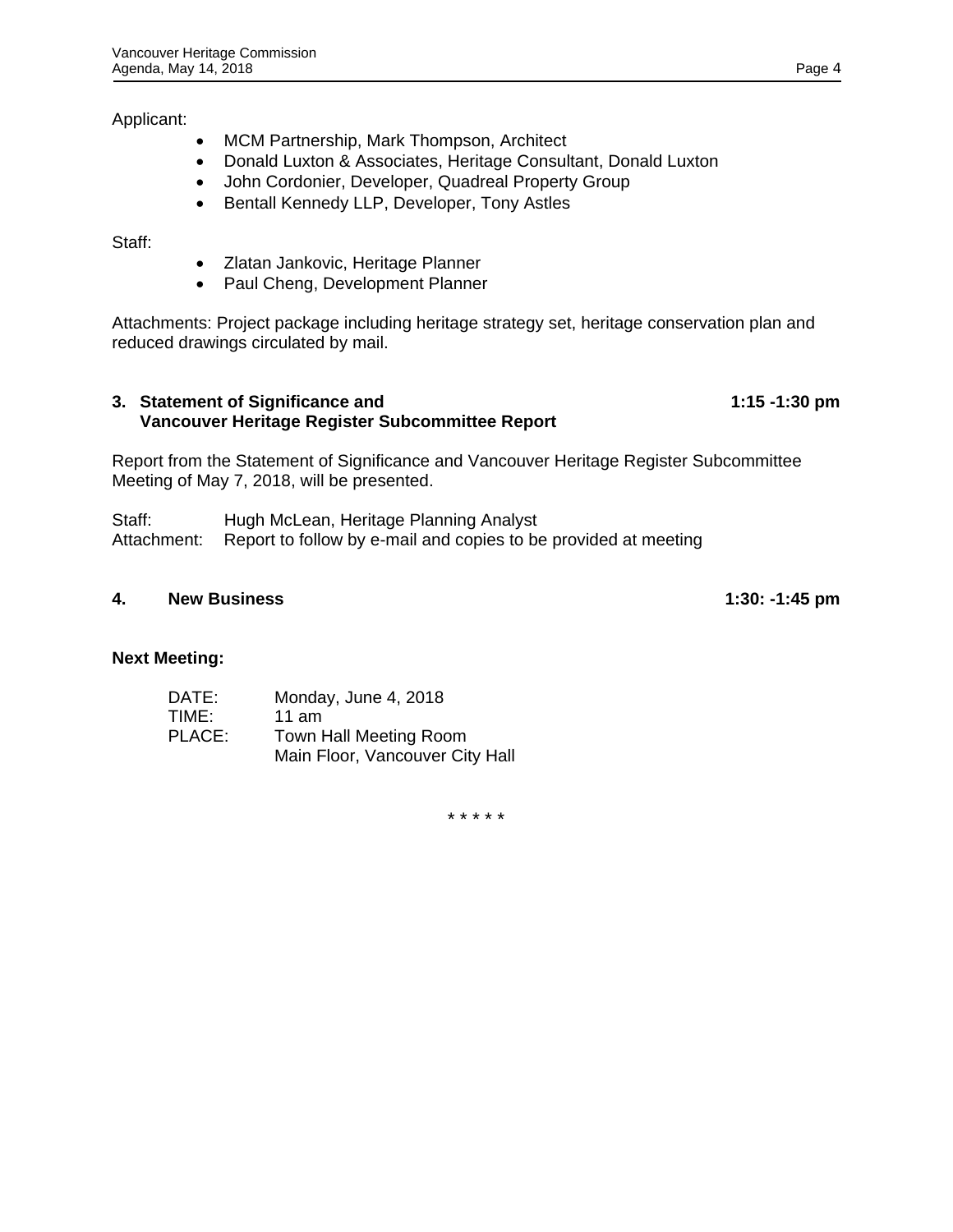Applicant:

- MCM Partnership, Mark Thompson, Architect
- Donald Luxton & Associates, Heritage Consultant, Donald Luxton
- John Cordonier, Developer, Quadreal Property Group
- Bentall Kennedy LLP, Developer, Tony Astles

Staff:

- Zlatan Jankovic, Heritage Planner
- Paul Cheng, Development Planner

Attachments: Project package including heritage strategy set, heritage conservation plan and reduced drawings circulated by mail.

**3. Statement of Significance and Vancouver Heritage Register Subcommittee Report** **1:15 -1:30 pm**

Report from the Statement of Significance and Vancouver Heritage Register Subcommittee Meeting of May 7, 2018, will be presented.

Staff: Hugh McLean, Heritage Planning Analyst
Attachment: Report to follow by e-mail and copies to be provided at meeting

**4. New Business** **1:30: -1:45 pm**

**Next Meeting:**

DATE: Monday, June 4, 2018
TIME: 11 am
PLACE: Town Hall Meeting Room
Main Floor, Vancouver City Hall

\* \* \* \* \*